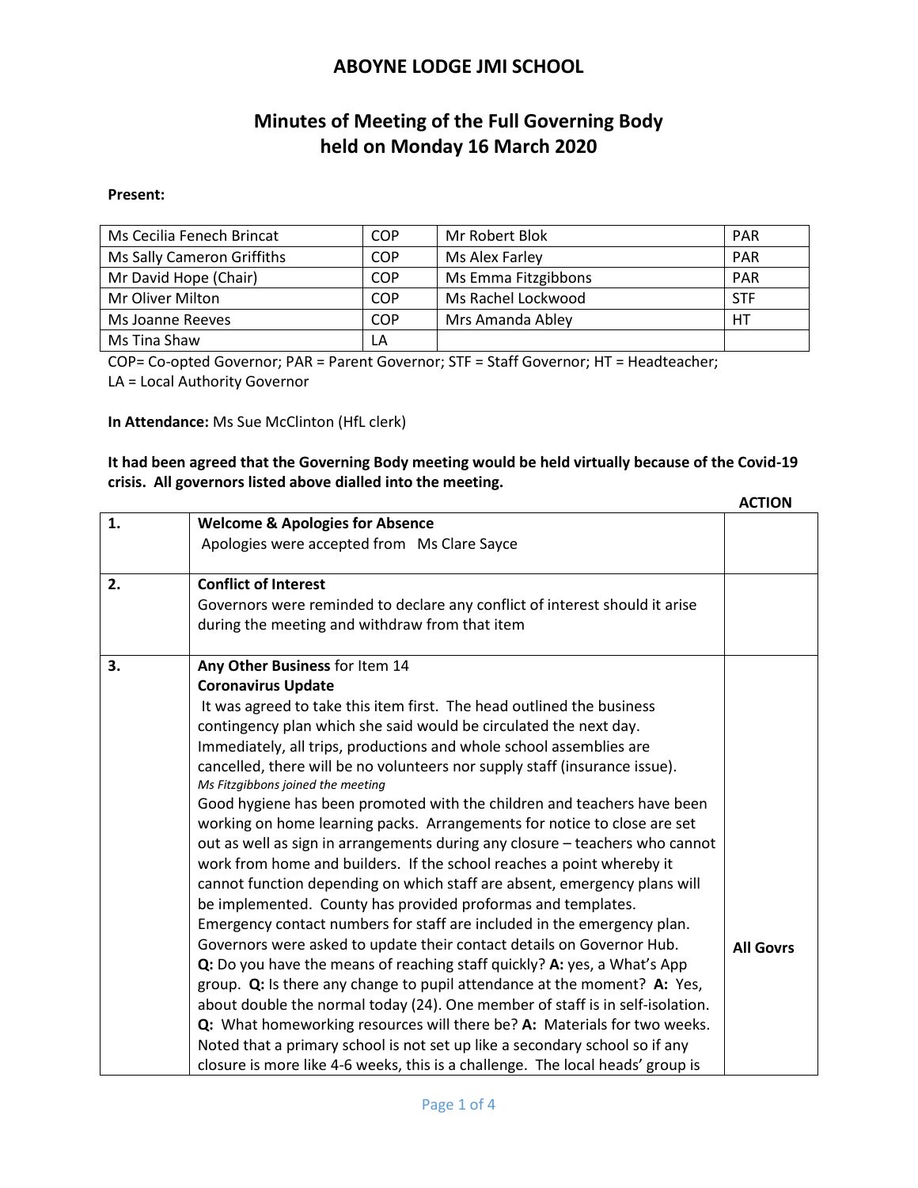# ABOYNE LODGE JMI SCHOOL

## Minutes of Meeting of the Full Governing Body held on Monday 16 March 2020

**Present:**

| | | | |
|---|---|---|---|
| Ms Cecilia Fenech Brincat | COP | Mr Robert Blok | PAR |
| Ms Sally Cameron Griffiths | COP | Ms Alex Farley | PAR |
| Mr David Hope (Chair) | COP | Ms Emma Fitzgibbons | PAR |
| Mr Oliver Milton | COP | Ms Rachel Lockwood | STF |
| Ms Joanne Reeves | COP | Mrs Amanda Abley | HT |
| Ms Tina Shaw | LA | | |

COP= Co-opted Governor; PAR = Parent Governor; STF = Staff Governor; HT = Headteacher; LA = Local Authority Governor

**In Attendance:** Ms Sue McClinton (HfL clerk)

**It had been agreed that the Governing Body meeting would be held virtually because of the Covid-19 crisis. All governors listed above dialled into the meeting.**

| | | ACTION |
|---|---|---|
| 1. | **Welcome & Apologies for Absence**<br>Apologies were accepted from Ms Clare Sayce | |
| 2. | **Conflict of Interest**<br>Governors were reminded to declare any conflict of interest should it arise during the meeting and withdraw from that item | |
| 3. | **Any Other Business** for Item 14<br>**Coronavirus Update**<br>It was agreed to take this item first. The head outlined the business contingency plan which she said would be circulated the next day. Immediately, all trips, productions and whole school assemblies are cancelled, there will be no volunteers nor supply staff (insurance issue).<br>*Ms Fitzgibbons joined the meeting*<br>Good hygiene has been promoted with the children and teachers have been working on home learning packs. Arrangements for notice to close are set out as well as sign in arrangements during any closure – teachers who cannot work from home and builders. If the school reaches a point whereby it cannot function depending on which staff are absent, emergency plans will be implemented. County has provided proformas and templates. Emergency contact numbers for staff are included in the emergency plan. Governors were asked to update their contact details on Governor Hub.<br>**Q:** Do you have the means of reaching staff quickly? **A:** yes, a What's App group. **Q:** Is there any change to pupil attendance at the moment? **A:** Yes, about double the normal today (24). One member of staff is in self-isolation. **Q:** What homeworking resources will there be? **A:** Materials for two weeks. Noted that a primary school is not set up like a secondary school so if any closure is more like 4-6 weeks, this is a challenge. The local heads' group is | **All Govrs** |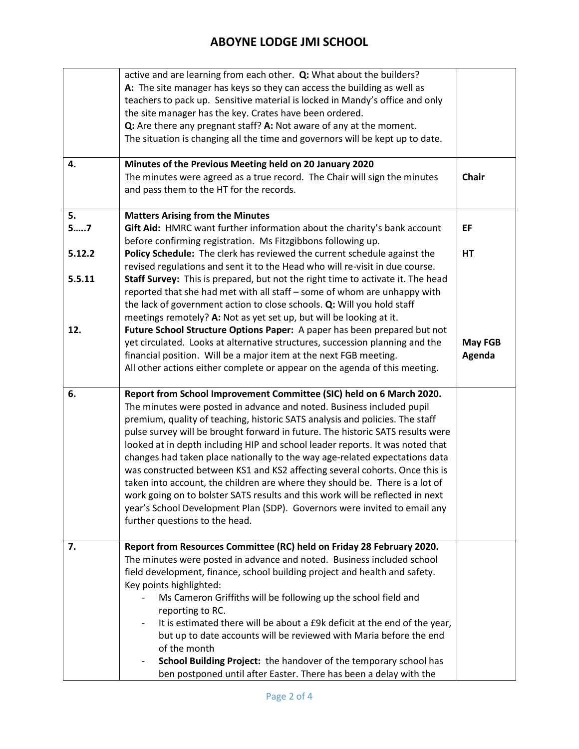| | | |
|---|---|---|
| | active and are learning from each other. **Q:** What about the builders?<br>**A:** The site manager has keys so they can access the building as well as teachers to pack up. Sensitive material is locked in Mandy's office and only the site manager has the key. Crates have been ordered.<br>**Q:** Are there any pregnant staff? **A:** Not aware of any at the moment.<br>The situation is changing all the time and governors will be kept up to date. | |
| **4.** | **Minutes of the Previous Meeting held on 20 January 2020**<br>The minutes were agreed as a true record. The Chair will sign the minutes and pass them to the HT for the records. | **Chair** |
| **5.**<br>**5…..7**<br><br>**5.12.2**<br><br>**5.5.11**<br><br><br><br>**12.** | **Matters Arising from the Minutes**<br>**Gift Aid:** HMRC want further information about the charity's bank account before confirming registration. Ms Fitzgibbons following up.<br>**Policy Schedule:** The clerk has reviewed the current schedule against the revised regulations and sent it to the Head who will re-visit in due course.<br>**Staff Survey:** This is prepared, but not the right time to activate it. The head reported that she had met with all staff – some of whom are unhappy with the lack of government action to close schools. **Q:** Will you hold staff meetings remotely? **A:** Not as yet set up, but will be looking at it.<br>**Future School Structure Options Paper:** A paper has been prepared but not yet circulated. Looks at alternative structures, succession planning and the financial position. Will be a major item at the next FGB meeting.<br>All other actions either complete or appear on the agenda of this meeting. | <br>**EF**<br><br>**HT**<br><br><br><br><br><br>**May FGB Agenda** |
| **6.** | **Report from School Improvement Committee (SIC) held on 6 March 2020.**<br>The minutes were posted in advance and noted. Business included pupil premium, quality of teaching, historic SATS analysis and policies. The staff pulse survey will be brought forward in future. The historic SATS results were looked at in depth including HIP and school leader reports. It was noted that changes had taken place nationally to the way age-related expectations data was constructed between KS1 and KS2 affecting several cohorts. Once this is taken into account, the children are where they should be. There is a lot of work going on to bolster SATS results and this work will be reflected in next year's School Development Plan (SDP). Governors were invited to email any further questions to the head. | |
| **7.** | **Report from Resources Committee (RC) held on Friday 28 February 2020.**<br>The minutes were posted in advance and noted. Business included school field development, finance, school building project and health and safety.<br>Key points highlighted:<br>- Ms Cameron Griffiths will be following up the school field and reporting to RC.<br>- It is estimated there will be about a £9k deficit at the end of the year, but up to date accounts will be reviewed with Maria before the end of the month<br>- **School Building Project:** the handover of the temporary school has ben postponed until after Easter. There has been a delay with the | |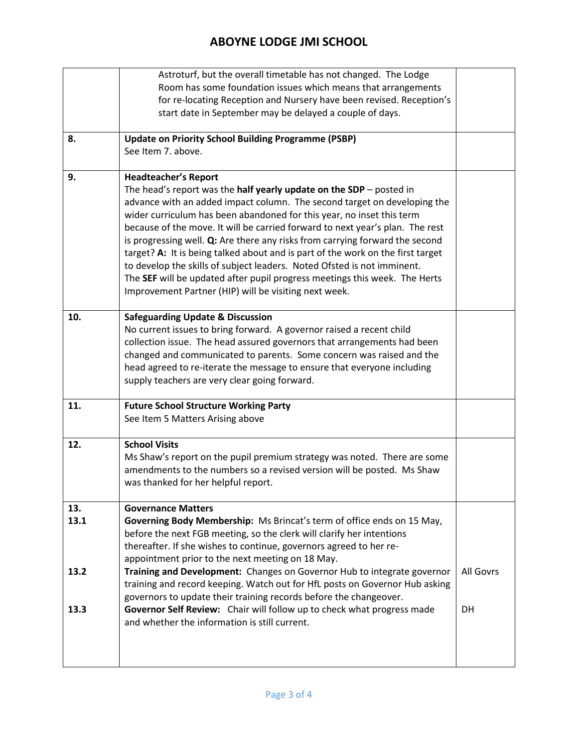| | | |
|---|---|---|
| | Astroturf, but the overall timetable has not changed. The Lodge Room has some foundation issues which means that arrangements for re-locating Reception and Nursery have been revised. Reception's start date in September may be delayed a couple of days. | |
| 8. | **Update on Priority School Building Programme (PSBP)**<br>See Item 7. above. | |
| 9. | **Headteacher's Report**<br>The head's report was the **half yearly update on the SDP** – posted in advance with an added impact column. The second target on developing the wider curriculum has been abandoned for this year, no inset this term because of the move. It will be carried forward to next year's plan. The rest is progressing well. **Q:** Are there any risks from carrying forward the second target? **A:** It is being talked about and is part of the work on the first target to develop the skills of subject leaders. Noted Ofsted is not imminent.<br>The **SEF** will be updated after pupil progress meetings this week. The Herts Improvement Partner (HIP) will be visiting next week. | |
| 10. | **Safeguarding Update & Discussion**<br>No current issues to bring forward. A governor raised a recent child collection issue. The head assured governors that arrangements had been changed and communicated to parents. Some concern was raised and the head agreed to re-iterate the message to ensure that everyone including supply teachers are very clear going forward. | |
| 11. | **Future School Structure Working Party**<br>See Item 5 Matters Arising above | |
| 12. | **School Visits**<br>Ms Shaw's report on the pupil premium strategy was noted. There are some amendments to the numbers so a revised version will be posted. Ms Shaw was thanked for her helpful report. | |
| 13.<br>13.1 | **Governance Matters**<br>**Governing Body Membership:** Ms Brincat's term of office ends on 15 May, before the next FGB meeting, so the clerk will clarify her intentions thereafter. If she wishes to continue, governors agreed to her re-appointment prior to the next meeting on 18 May. | |
| 13.2 | **Training and Development:** Changes on Governor Hub to integrate governor training and record keeping. Watch out for HfL posts on Governor Hub asking governors to update their training records before the changeover. | All Govrs |
| 13.3 | **Governor Self Review:** Chair will follow up to check what progress made and whether the information is still current. | DH |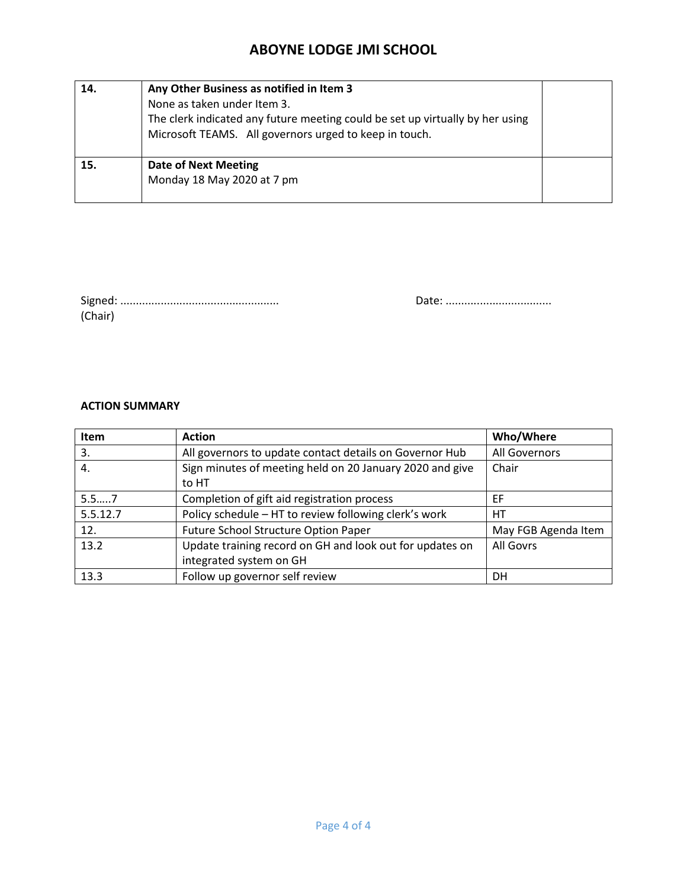| | | |
|---|---|---|
| **14.** | **Any Other Business as notified in Item 3**<br>None as taken under Item 3.<br>The clerk indicated any future meeting could be set up virtually by her using Microsoft TEAMS. All governors urged to keep in touch. | |
| **15.** | **Date of Next Meeting**<br>Monday 18 May 2020 at 7 pm | |

Signed: .................................................. Date: ..................................
(Chair)

**ACTION SUMMARY**

| Item | Action | Who/Where |
|---|---|---|
| 3. | All governors to update contact details on Governor Hub | All Governors |
| 4. | Sign minutes of meeting held on 20 January 2020 and give to HT | Chair |
| 5.5…..7 | Completion of gift aid registration process | EF |
| 5.5.12.7 | Policy schedule – HT to review following clerk's work | HT |
| 12. | Future School Structure Option Paper | May FGB Agenda Item |
| 13.2 | Update training record on GH and look out for updates on integrated system on GH | All Govrs |
| 13.3 | Follow up governor self review | DH |